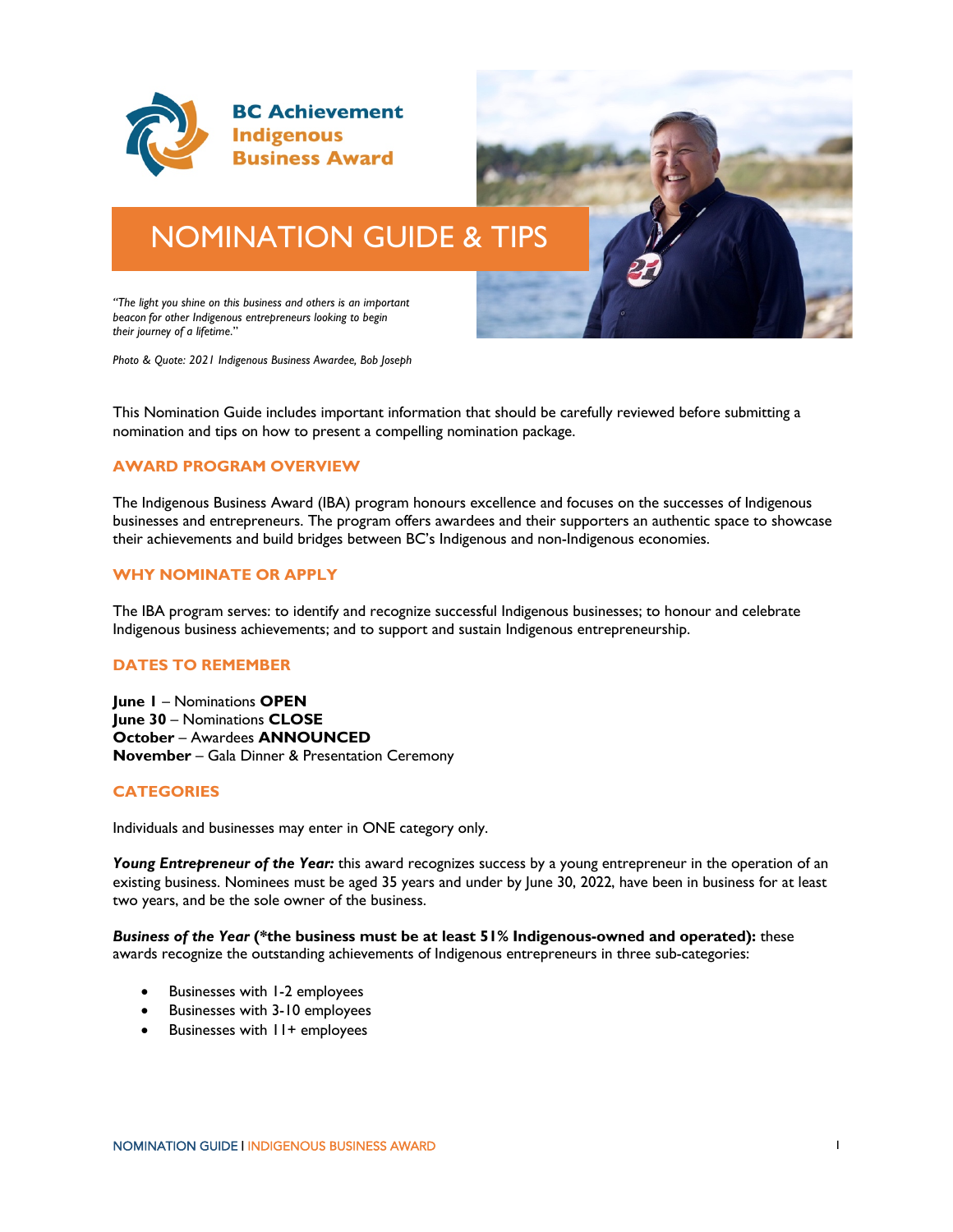BC Achievement
Indigenous
Business Award

# NOMINATION GUIDE & TIPS

*"The light you shine on this business and others is an important beacon for other Indigenous entrepreneurs looking to begin their journey of a lifetime."*

*Photo & Quote: 2021 Indigenous Business Awardee, Bob Joseph*

This Nomination Guide includes important information that should be carefully reviewed before submitting a nomination and tips on how to present a compelling nomination package.

## AWARD PROGRAM OVERVIEW

The Indigenous Business Award (IBA) program honours excellence and focuses on the successes of Indigenous businesses and entrepreneurs. The program offers awardees and their supporters an authentic space to showcase their achievements and build bridges between BC's Indigenous and non-Indigenous economies.

## WHY NOMINATE OR APPLY

The IBA program serves: to identify and recognize successful Indigenous businesses; to honour and celebrate Indigenous business achievements; and to support and sustain Indigenous entrepreneurship.

## DATES TO REMEMBER

**June 1** – Nominations **OPEN**
**June 30** – Nominations **CLOSE**
**October** – Awardees **ANNOUNCED**
**November** – Gala Dinner & Presentation Ceremony

## CATEGORIES

Individuals and businesses may enter in ONE category only.

***Young Entrepreneur of the Year:*** this award recognizes success by a young entrepreneur in the operation of an existing business. Nominees must be aged 35 years and under by June 30, 2022, have been in business for at least two years, and be the sole owner of the business.

***Business of the Year* (\*the business must be at least 51% Indigenous-owned and operated):** these awards recognize the outstanding achievements of Indigenous entrepreneurs in three sub-categories:

- Businesses with 1-2 employees
- Businesses with 3-10 employees
- Businesses with 11+ employees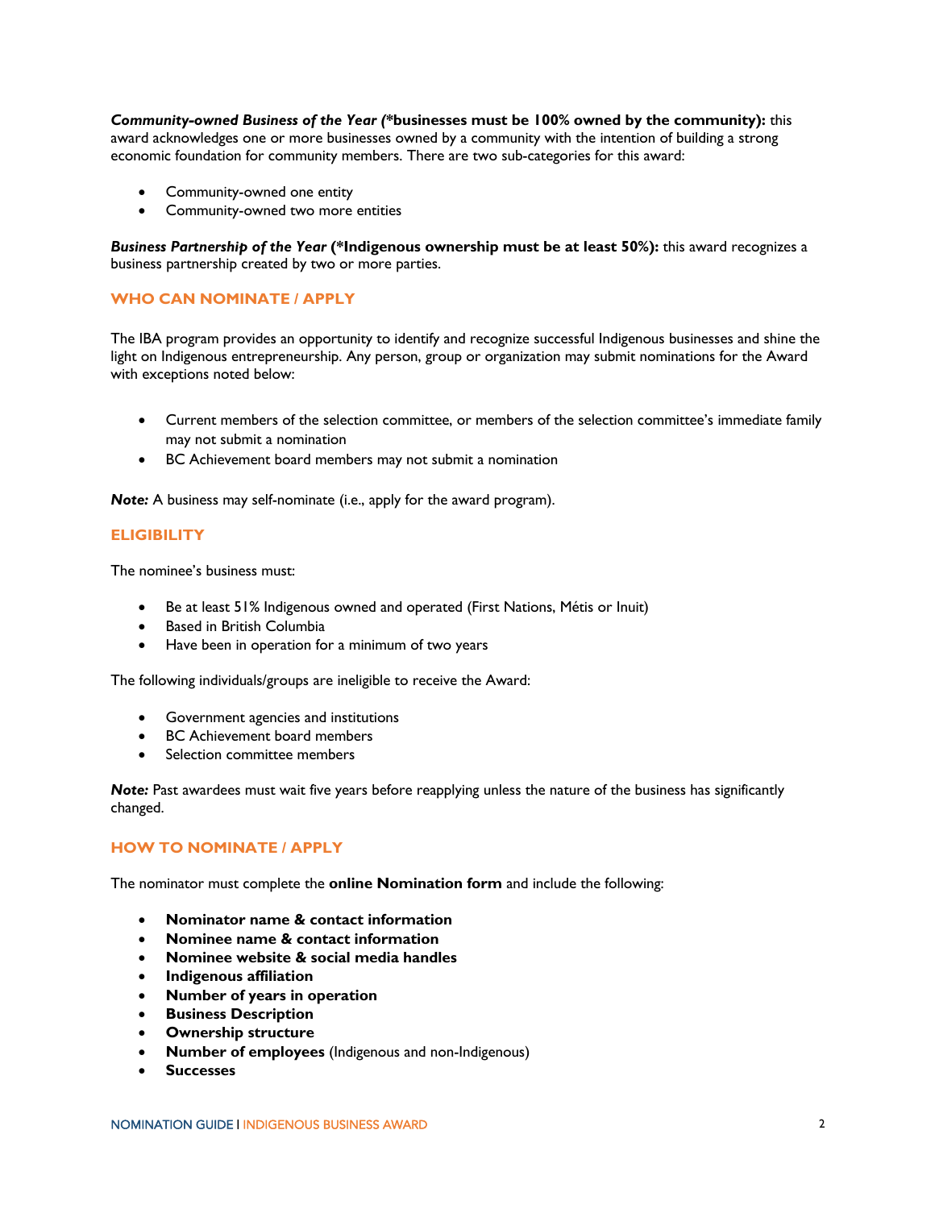***Community-owned Business of the Year* (\*businesses must be 100% owned by the community):** this award acknowledges one or more businesses owned by a community with the intention of building a strong economic foundation for community members. There are two sub-categories for this award:

- Community-owned one entity
- Community-owned two more entities

***Business Partnership of the Year* (\*Indigenous ownership must be at least 50%):** this award recognizes a business partnership created by two or more parties.

## WHO CAN NOMINATE / APPLY

The IBA program provides an opportunity to identify and recognize successful Indigenous businesses and shine the light on Indigenous entrepreneurship. Any person, group or organization may submit nominations for the Award with exceptions noted below:

- Current members of the selection committee, or members of the selection committee's immediate family may not submit a nomination
- BC Achievement board members may not submit a nomination

***Note:*** A business may self-nominate (i.e., apply for the award program).

## ELIGIBILITY

The nominee's business must:

- Be at least 51% Indigenous owned and operated (First Nations, Métis or Inuit)
- Based in British Columbia
- Have been in operation for a minimum of two years

The following individuals/groups are ineligible to receive the Award:

- Government agencies and institutions
- BC Achievement board members
- Selection committee members

***Note:*** Past awardees must wait five years before reapplying unless the nature of the business has significantly changed.

## HOW TO NOMINATE / APPLY

The nominator must complete the **online Nomination form** and include the following:

- **Nominator name & contact information**
- **Nominee name & contact information**
- **Nominee website & social media handles**
- **Indigenous affiliation**
- **Number of years in operation**
- **Business Description**
- **Ownership structure**
- **Number of employees** (Indigenous and non-Indigenous)
- **Successes**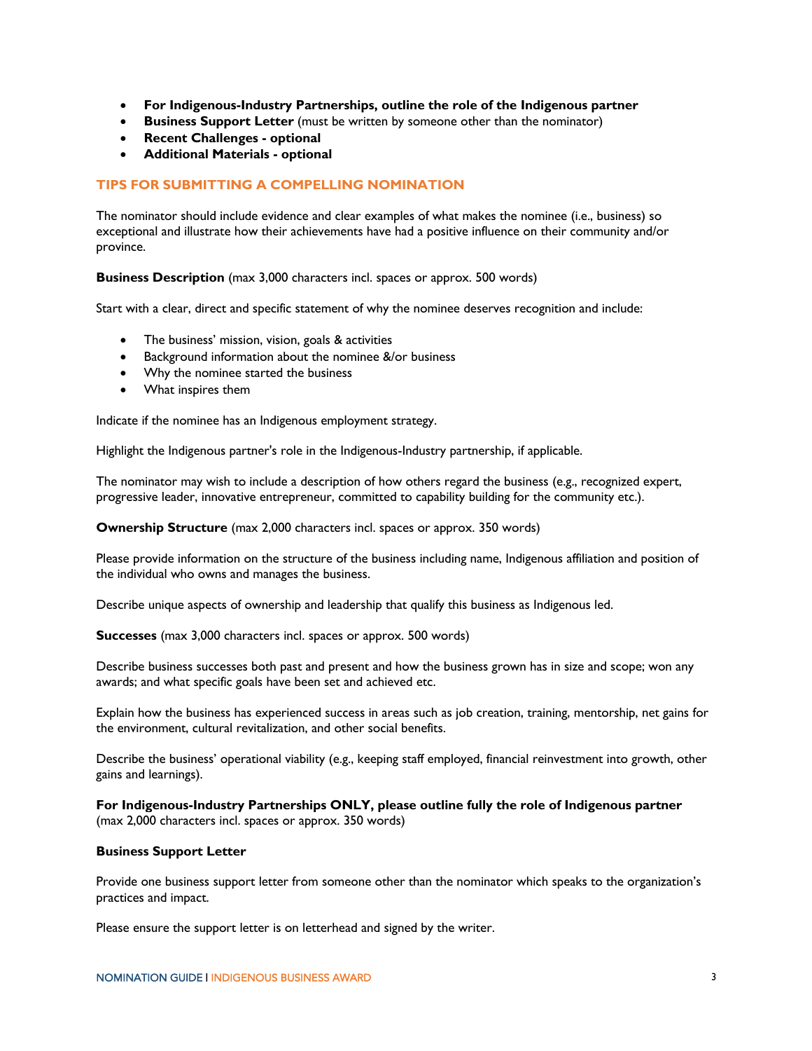- **For Indigenous-Industry Partnerships, outline the role of the Indigenous partner**
- **Business Support Letter** (must be written by someone other than the nominator)
- **Recent Challenges - optional**
- **Additional Materials - optional**

## TIPS FOR SUBMITTING A COMPELLING NOMINATION

The nominator should include evidence and clear examples of what makes the nominee (i.e., business) so exceptional and illustrate how their achievements have had a positive influence on their community and/or province.

**Business Description** (max 3,000 characters incl. spaces or approx. 500 words)

Start with a clear, direct and specific statement of why the nominee deserves recognition and include:

- The business' mission, vision, goals & activities
- Background information about the nominee &/or business
- Why the nominee started the business
- What inspires them

Indicate if the nominee has an Indigenous employment strategy.

Highlight the Indigenous partner's role in the Indigenous-Industry partnership, if applicable.

The nominator may wish to include a description of how others regard the business (e.g., recognized expert, progressive leader, innovative entrepreneur, committed to capability building for the community etc.).

**Ownership Structure** (max 2,000 characters incl. spaces or approx. 350 words)

Please provide information on the structure of the business including name, Indigenous affiliation and position of the individual who owns and manages the business.

Describe unique aspects of ownership and leadership that qualify this business as Indigenous led.

**Successes** (max 3,000 characters incl. spaces or approx. 500 words)

Describe business successes both past and present and how the business grown has in size and scope; won any awards; and what specific goals have been set and achieved etc.

Explain how the business has experienced success in areas such as job creation, training, mentorship, net gains for the environment, cultural revitalization, and other social benefits.

Describe the business' operational viability (e.g., keeping staff employed, financial reinvestment into growth, other gains and learnings).

**For Indigenous-Industry Partnerships ONLY, please outline fully the role of Indigenous partner** (max 2,000 characters incl. spaces or approx. 350 words)

**Business Support Letter**

Provide one business support letter from someone other than the nominator which speaks to the organization's practices and impact.

Please ensure the support letter is on letterhead and signed by the writer.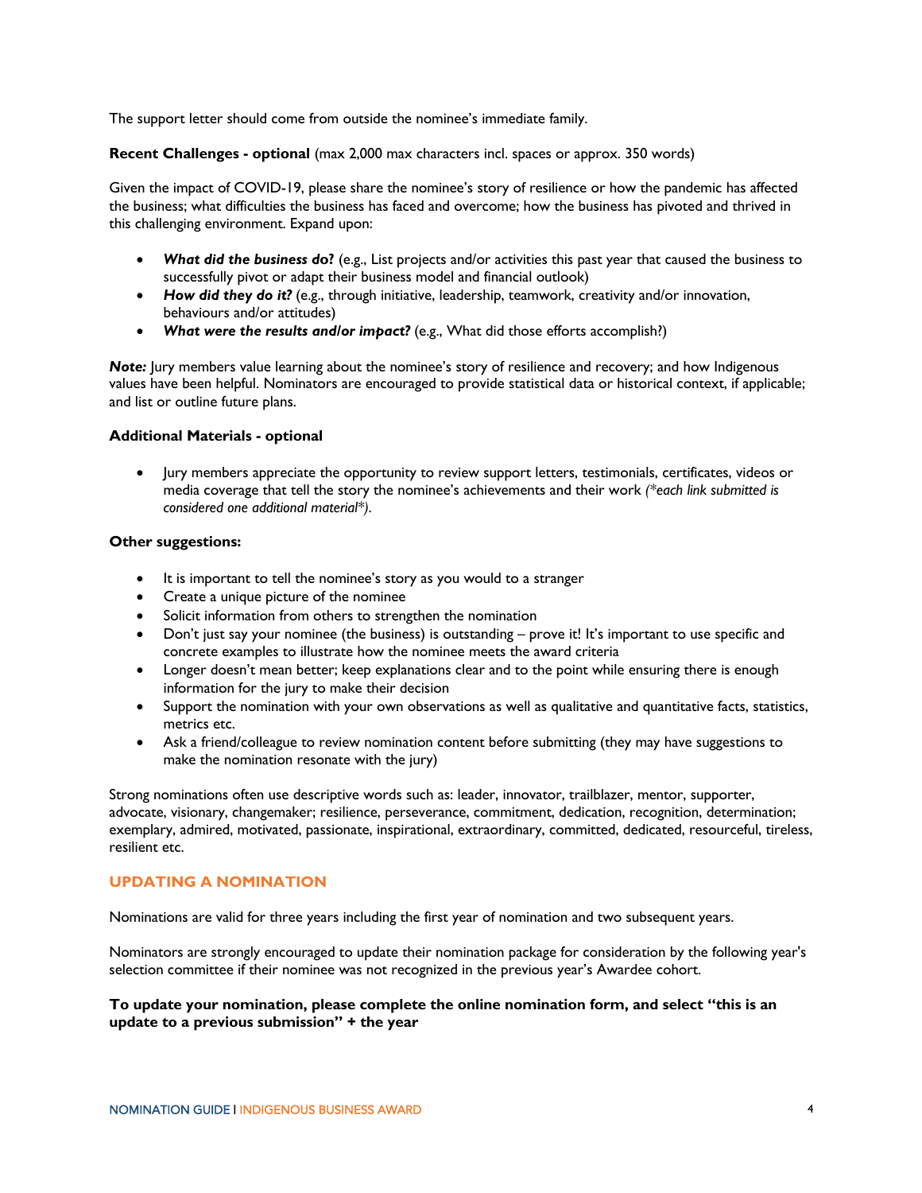The support letter should come from outside the nominee's immediate family.

**Recent Challenges - optional** (max 2,000 max characters incl. spaces or approx. 350 words)

Given the impact of COVID-19, please share the nominee's story of resilience or how the pandemic has affected the business; what difficulties the business has faced and overcome; how the business has pivoted and thrived in this challenging environment. Expand upon:

- ***What did the business do?*** (e.g., List projects and/or activities this past year that caused the business to successfully pivot or adapt their business model and financial outlook)
- ***How did they do it?*** (e.g., through initiative, leadership, teamwork, creativity and/or innovation, behaviours and/or attitudes)
- ***What were the results and/or impact?*** (e.g., What did those efforts accomplish?)

***Note:*** Jury members value learning about the nominee's story of resilience and recovery; and how Indigenous values have been helpful. Nominators are encouraged to provide statistical data or historical context, if applicable; and list or outline future plans.

**Additional Materials - optional**

- Jury members appreciate the opportunity to review support letters, testimonials, certificates, videos or media coverage that tell the story the nominee's achievements and their work *(\*each link submitted is considered one additional material\*)*.

**Other suggestions:**

- It is important to tell the nominee's story as you would to a stranger
- Create a unique picture of the nominee
- Solicit information from others to strengthen the nomination
- Don't just say your nominee (the business) is outstanding – prove it! It's important to use specific and concrete examples to illustrate how the nominee meets the award criteria
- Longer doesn't mean better; keep explanations clear and to the point while ensuring there is enough information for the jury to make their decision
- Support the nomination with your own observations as well as qualitative and quantitative facts, statistics, metrics etc.
- Ask a friend/colleague to review nomination content before submitting (they may have suggestions to make the nomination resonate with the jury)

Strong nominations often use descriptive words such as: leader, innovator, trailblazer, mentor, supporter, advocate, visionary, changemaker; resilience, perseverance, commitment, dedication, recognition, determination; exemplary, admired, motivated, passionate, inspirational, extraordinary, committed, dedicated, resourceful, tireless, resilient etc.

## UPDATING A NOMINATION

Nominations are valid for three years including the first year of nomination and two subsequent years.

Nominators are strongly encouraged to update their nomination package for consideration by the following year's selection committee if their nominee was not recognized in the previous year's Awardee cohort.

**To update your nomination, please complete the online nomination form, and select "this is an update to a previous submission" + the year**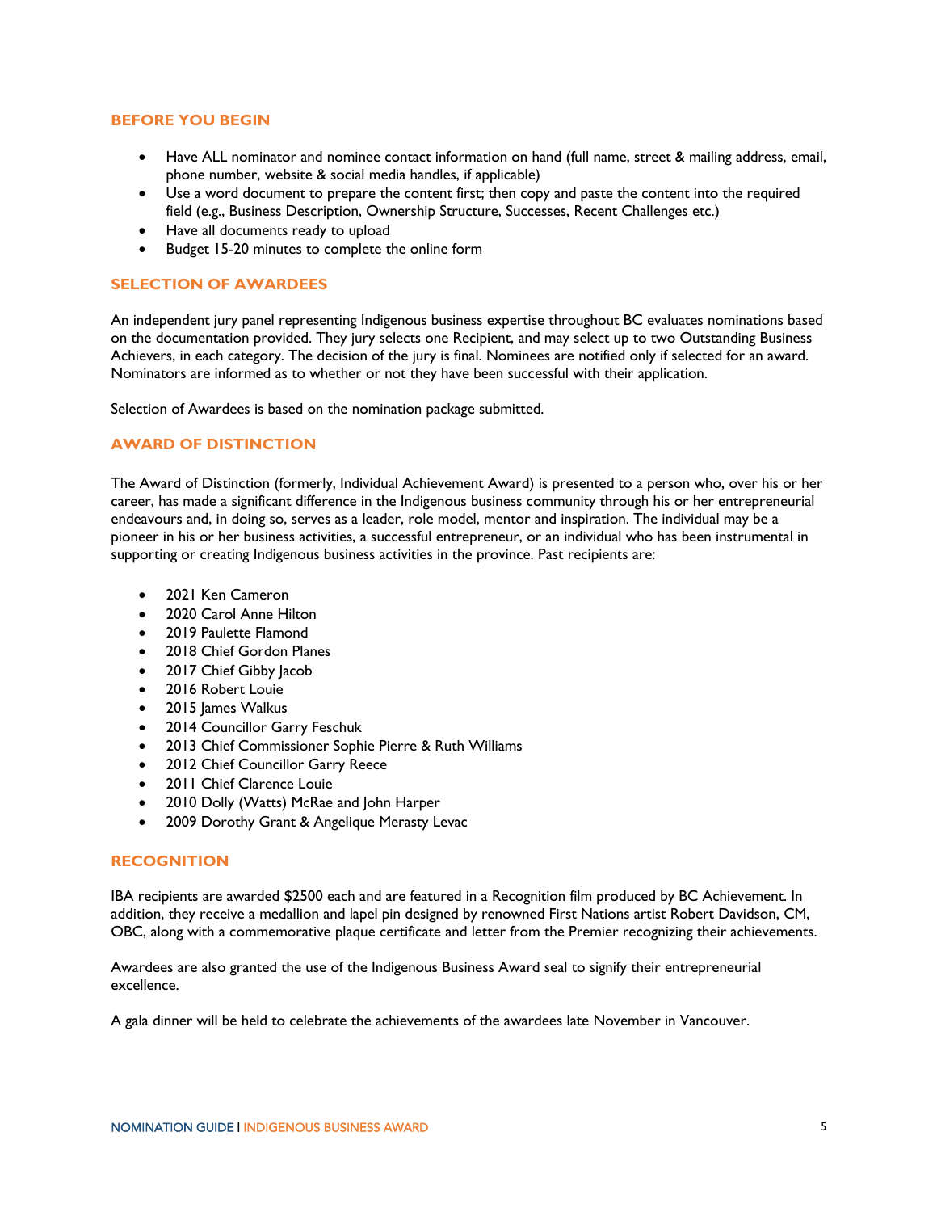## BEFORE YOU BEGIN

- Have ALL nominator and nominee contact information on hand (full name, street & mailing address, email, phone number, website & social media handles, if applicable)
- Use a word document to prepare the content first; then copy and paste the content into the required field (e.g., Business Description, Ownership Structure, Successes, Recent Challenges etc.)
- Have all documents ready to upload
- Budget 15-20 minutes to complete the online form

## SELECTION OF AWARDEES

An independent jury panel representing Indigenous business expertise throughout BC evaluates nominations based on the documentation provided. They jury selects one Recipient, and may select up to two Outstanding Business Achievers, in each category. The decision of the jury is final. Nominees are notified only if selected for an award. Nominators are informed as to whether or not they have been successful with their application.

Selection of Awardees is based on the nomination package submitted.

## AWARD OF DISTINCTION

The Award of Distinction (formerly, Individual Achievement Award) is presented to a person who, over his or her career, has made a significant difference in the Indigenous business community through his or her entrepreneurial endeavours and, in doing so, serves as a leader, role model, mentor and inspiration. The individual may be a pioneer in his or her business activities, a successful entrepreneur, or an individual who has been instrumental in supporting or creating Indigenous business activities in the province. Past recipients are:

- 2021 Ken Cameron
- 2020 Carol Anne Hilton
- 2019 Paulette Flamond
- 2018 Chief Gordon Planes
- 2017 Chief Gibby Jacob
- 2016 Robert Louie
- 2015 James Walkus
- 2014 Councillor Garry Feschuk
- 2013 Chief Commissioner Sophie Pierre & Ruth Williams
- 2012 Chief Councillor Garry Reece
- 2011 Chief Clarence Louie
- 2010 Dolly (Watts) McRae and John Harper
- 2009 Dorothy Grant & Angelique Merasty Levac

## RECOGNITION

IBA recipients are awarded $2500 each and are featured in a Recognition film produced by BC Achievement. In addition, they receive a medallion and lapel pin designed by renowned First Nations artist Robert Davidson, CM, OBC, along with a commemorative plaque certificate and letter from the Premier recognizing their achievements.

Awardees are also granted the use of the Indigenous Business Award seal to signify their entrepreneurial excellence.

A gala dinner will be held to celebrate the achievements of the awardees late November in Vancouver.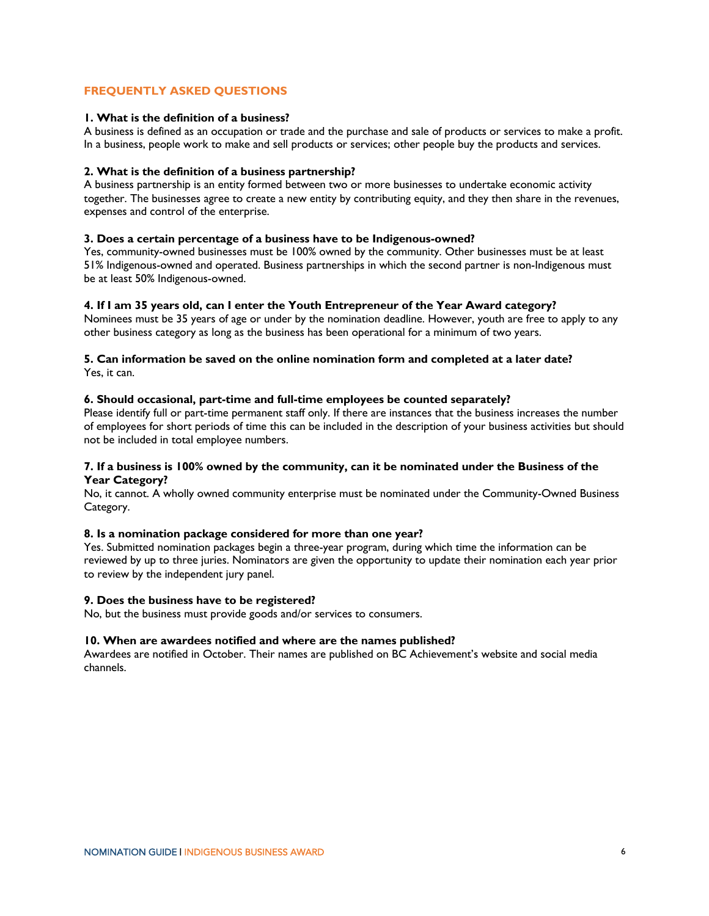## FREQUENTLY ASKED QUESTIONS

**1. What is the definition of a business?**

A business is defined as an occupation or trade and the purchase and sale of products or services to make a profit. In a business, people work to make and sell products or services; other people buy the products and services.

**2. What is the definition of a business partnership?**

A business partnership is an entity formed between two or more businesses to undertake economic activity together. The businesses agree to create a new entity by contributing equity, and they then share in the revenues, expenses and control of the enterprise.

**3. Does a certain percentage of a business have to be Indigenous-owned?**

Yes, community-owned businesses must be 100% owned by the community. Other businesses must be at least 51% Indigenous-owned and operated. Business partnerships in which the second partner is non-Indigenous must be at least 50% Indigenous-owned.

**4. If I am 35 years old, can I enter the Youth Entrepreneur of the Year Award category?**

Nominees must be 35 years of age or under by the nomination deadline. However, youth are free to apply to any other business category as long as the business has been operational for a minimum of two years.

**5. Can information be saved on the online nomination form and completed at a later date?**

Yes, it can.

**6. Should occasional, part-time and full-time employees be counted separately?**

Please identify full or part-time permanent staff only. If there are instances that the business increases the number of employees for short periods of time this can be included in the description of your business activities but should not be included in total employee numbers.

**7. If a business is 100% owned by the community, can it be nominated under the Business of the Year Category?**

No, it cannot. A wholly owned community enterprise must be nominated under the Community-Owned Business Category.

**8. Is a nomination package considered for more than one year?**

Yes. Submitted nomination packages begin a three-year program, during which time the information can be reviewed by up to three juries. Nominators are given the opportunity to update their nomination each year prior to review by the independent jury panel.

**9. Does the business have to be registered?**

No, but the business must provide goods and/or services to consumers.

**10. When are awardees notified and where are the names published?**

Awardees are notified in October. Their names are published on BC Achievement's website and social media channels.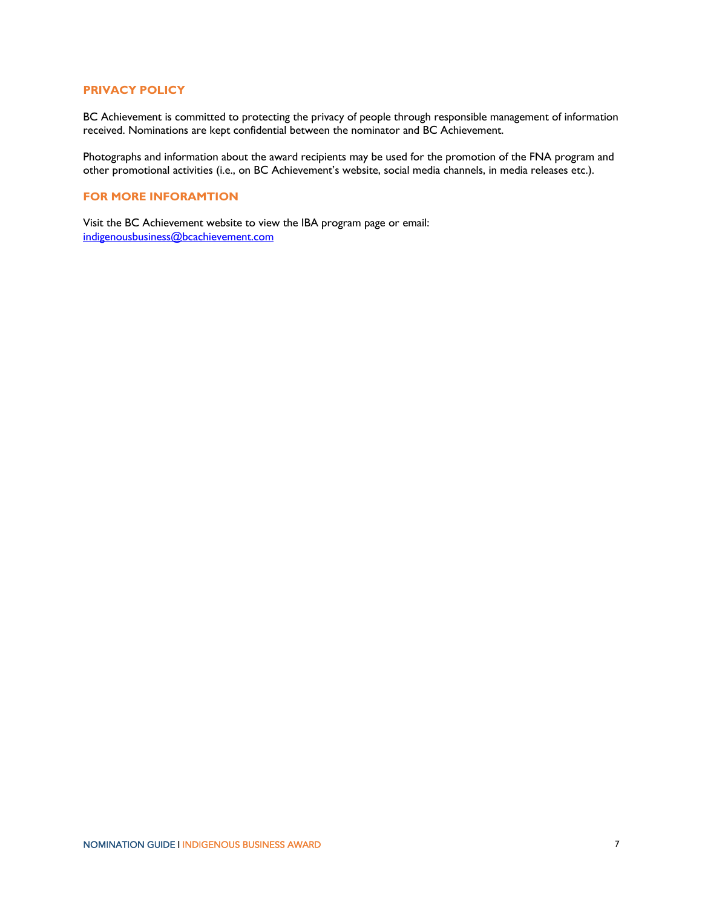## PRIVACY POLICY

BC Achievement is committed to protecting the privacy of people through responsible management of information received. Nominations are kept confidential between the nominator and BC Achievement.

Photographs and information about the award recipients may be used for the promotion of the FNA program and other promotional activities (i.e., on BC Achievement's website, social media channels, in media releases etc.).

## FOR MORE INFORAMTION

Visit the BC Achievement website to view the IBA program page or email: indigenousbusiness@bcachievement.com